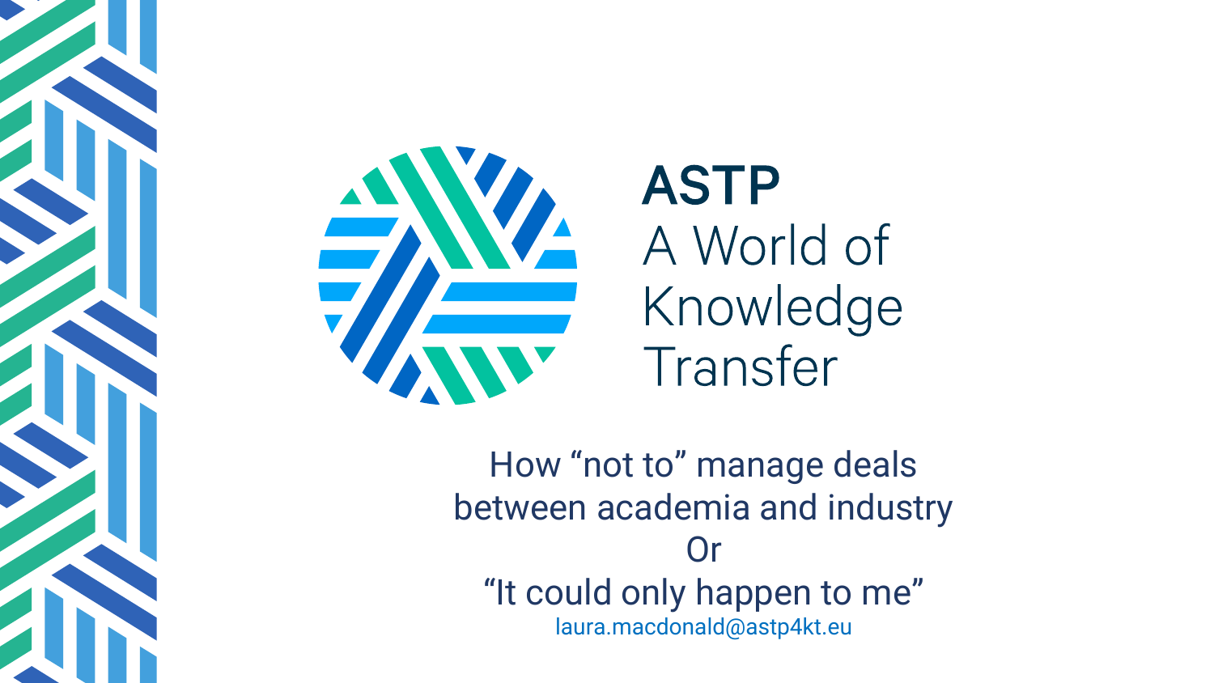# ASTP

A World of Knowledge Transfer

## How "not to" manage deals between academia and industry
Or
## "It could only happen to me"

laura.macdonald@astp4kt.eu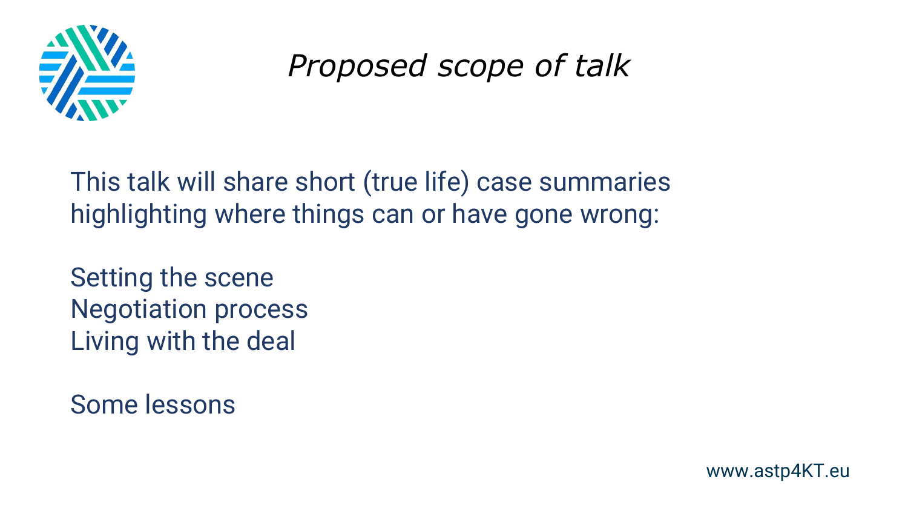# *Proposed scope of talk*

This talk will share short (true life) case summaries highlighting where things can or have gone wrong:

Setting the scene
Negotiation process
Living with the deal

Some lessons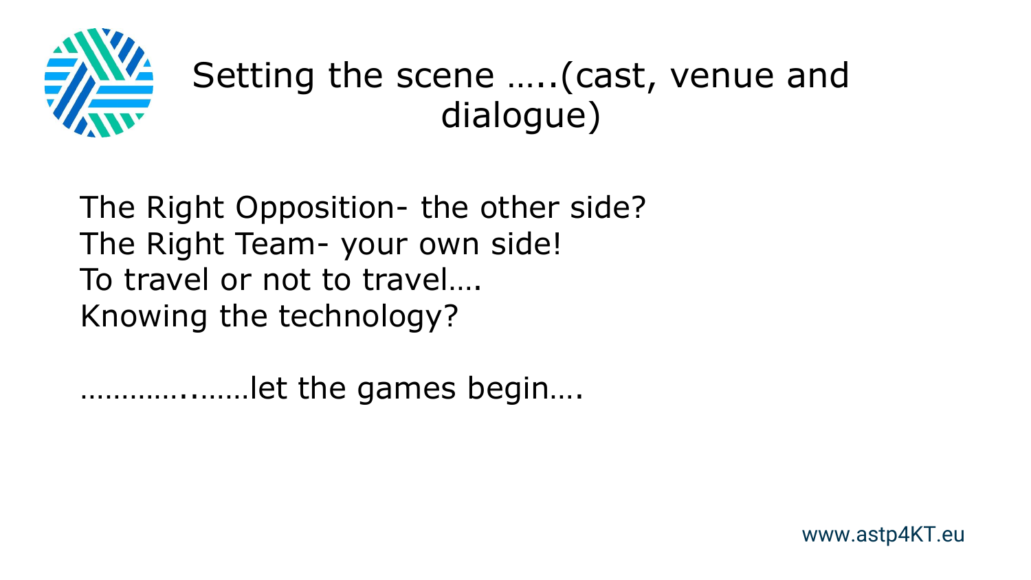# Setting the scene …..(cast, venue and dialogue)

The Right Opposition- the other side?
The Right Team- your own side!
To travel or not to travel….
Knowing the technology?

………..……let the games begin….

www.astp4KT.eu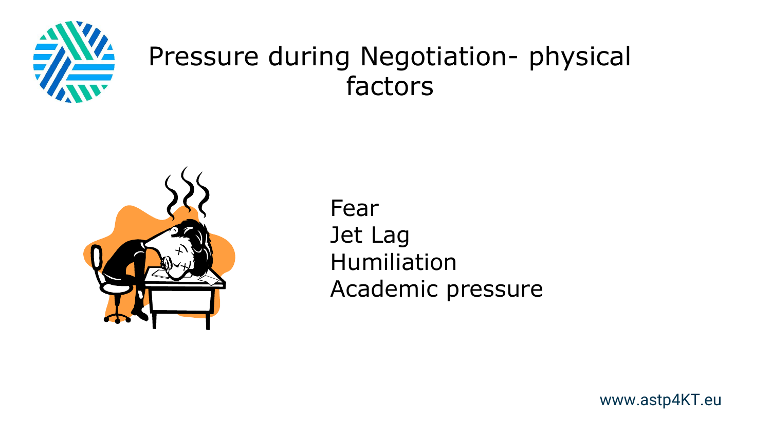# Pressure during Negotiation- physical factors

Fear
Jet Lag
Humiliation
Academic pressure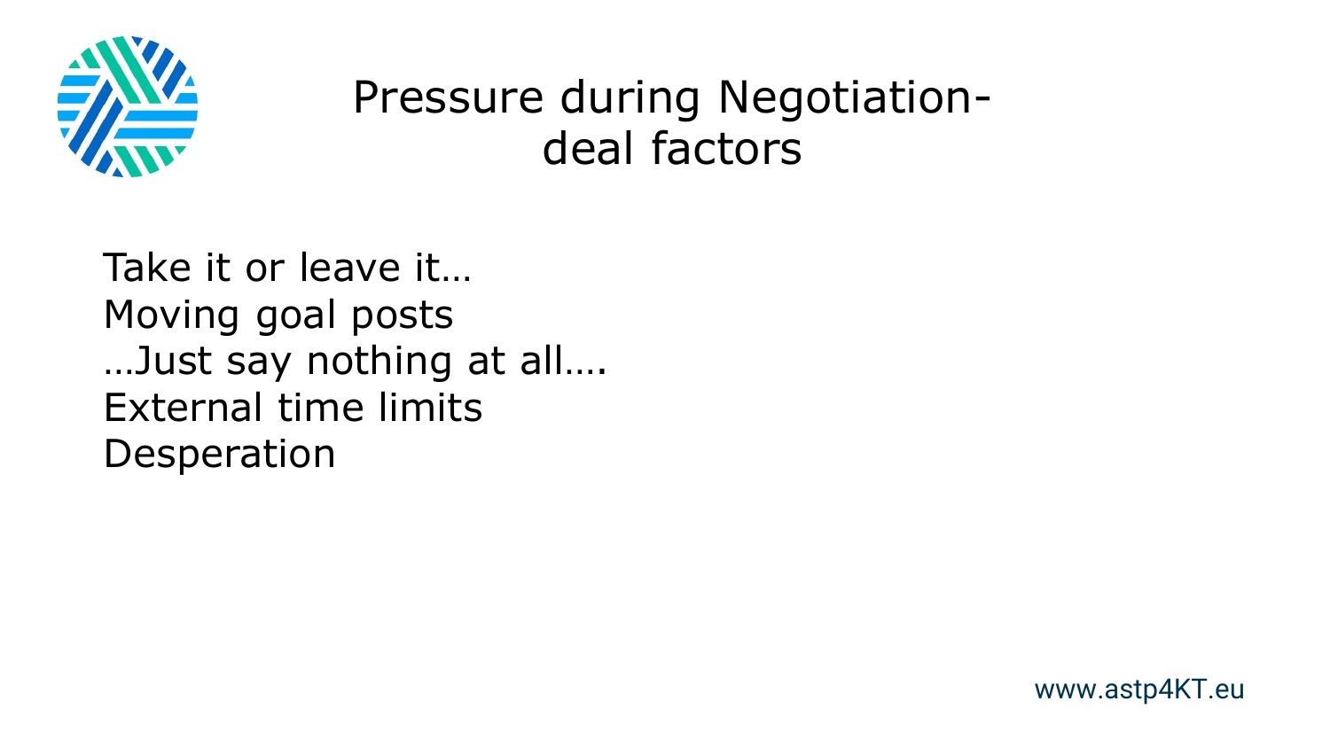# Pressure during Negotiation- deal factors

Take it or leave it…
Moving goal posts
…Just say nothing at all….
External time limits
Desperation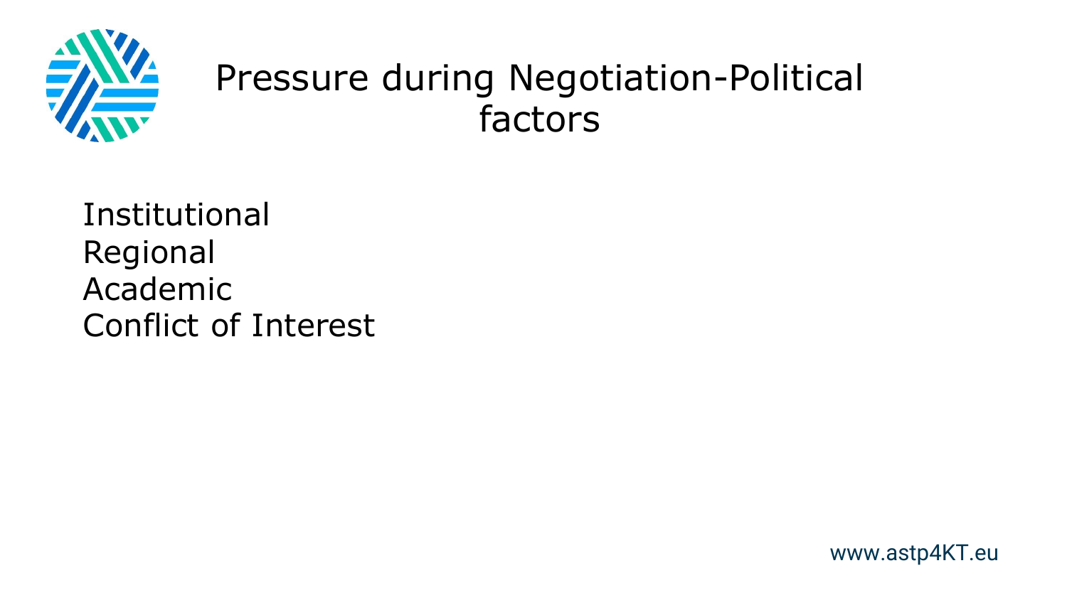# Pressure during Negotiation-Political factors

Institutional
Regional
Academic
Conflict of Interest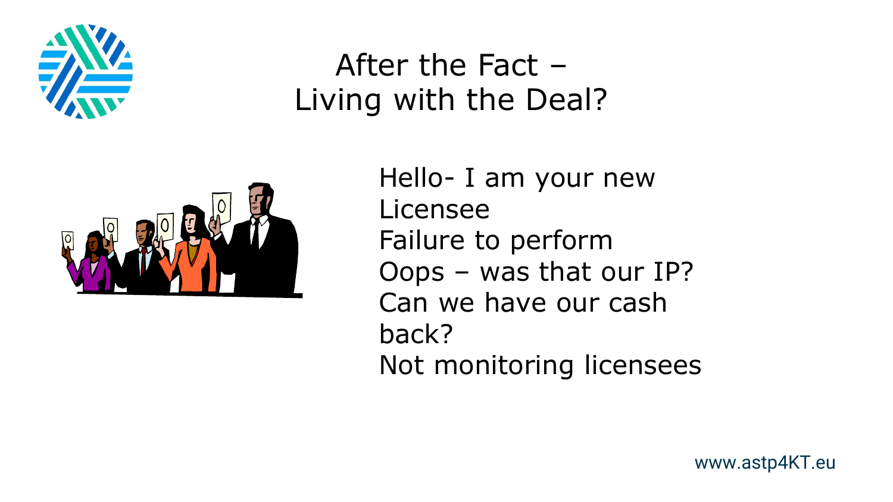# After the Fact – Living with the Deal?

- Hello- I am your new Licensee
- Failure to perform
- Oops – was that our IP?
- Can we have our cash back?
- Not monitoring licensees

www.astp4KT.eu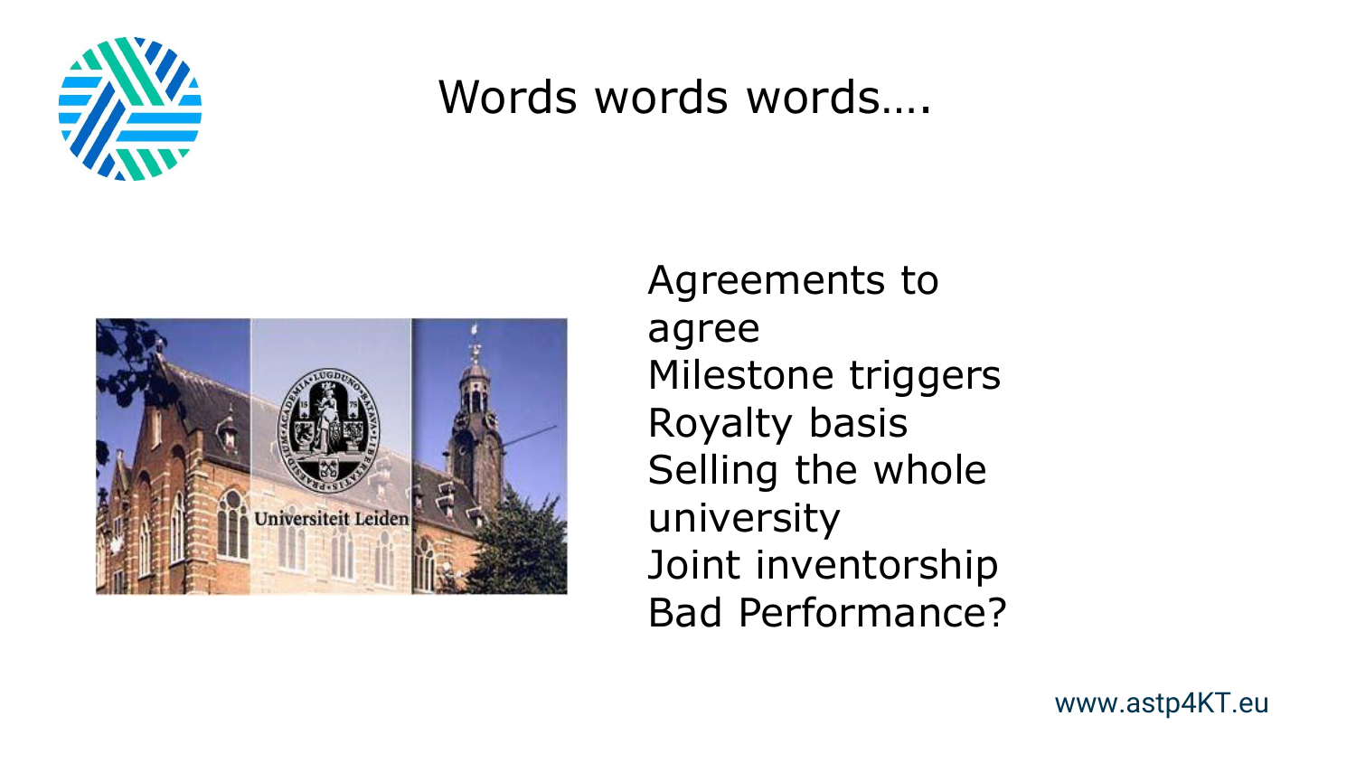# Words words words….

- Agreements to agree
- Milestone triggers
- Royalty basis
- Selling the whole university
- Joint inventorship
- Bad Performance?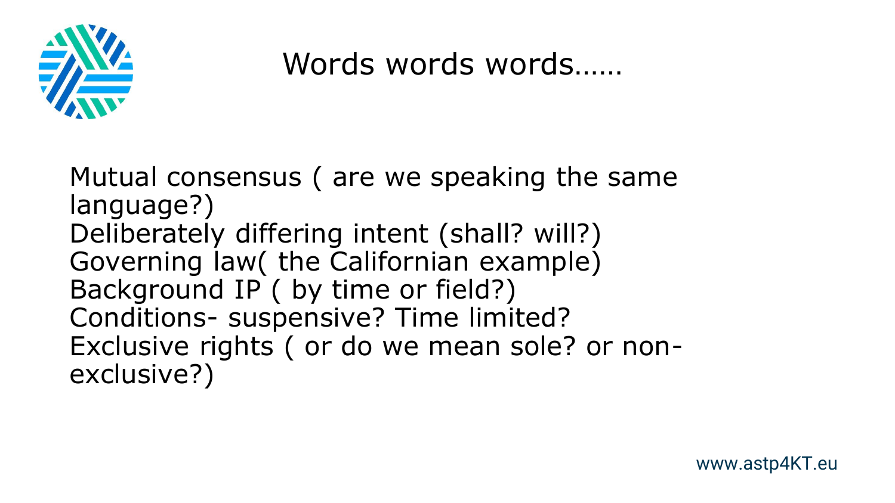# Words words words……

Mutual consensus ( are we speaking the same language?)
Deliberately differing intent (shall? will?)
Governing law( the Californian example)
Background IP ( by time or field?)
Conditions- suspensive? Time limited?
Exclusive rights ( or do we mean sole? or non-exclusive?)

www.astp4KT.eu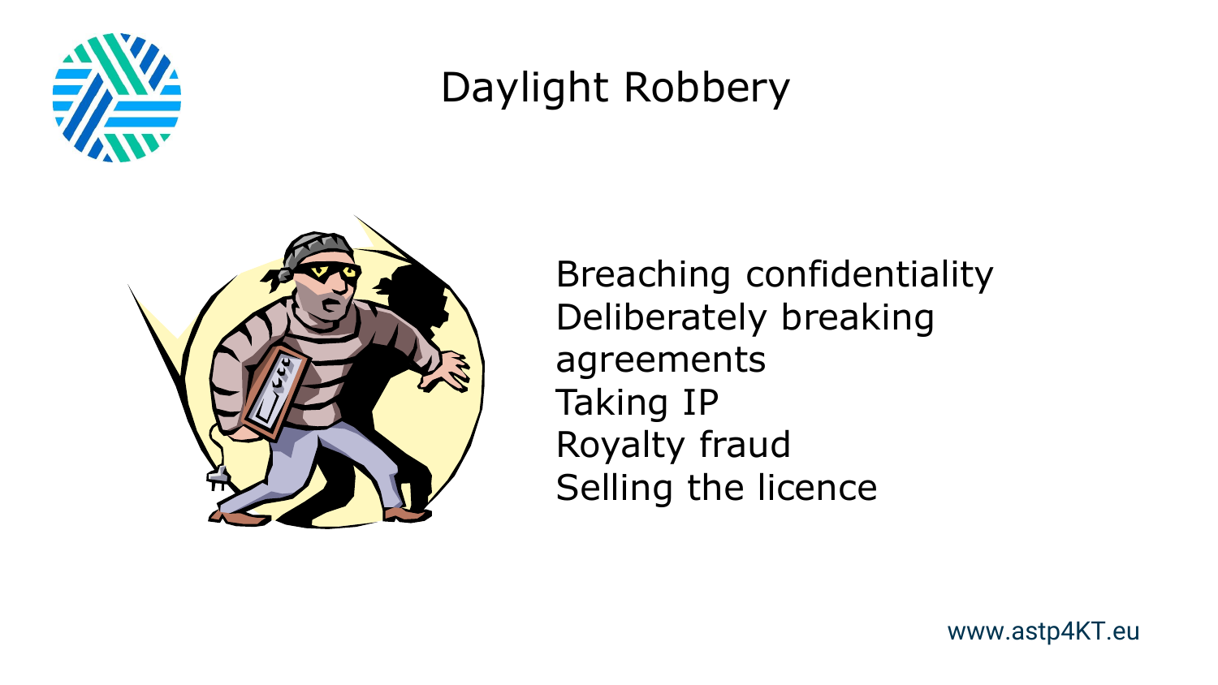# Daylight Robbery

- Breaching confidentiality
- Deliberately breaking agreements
- Taking IP
- Royalty fraud
- Selling the licence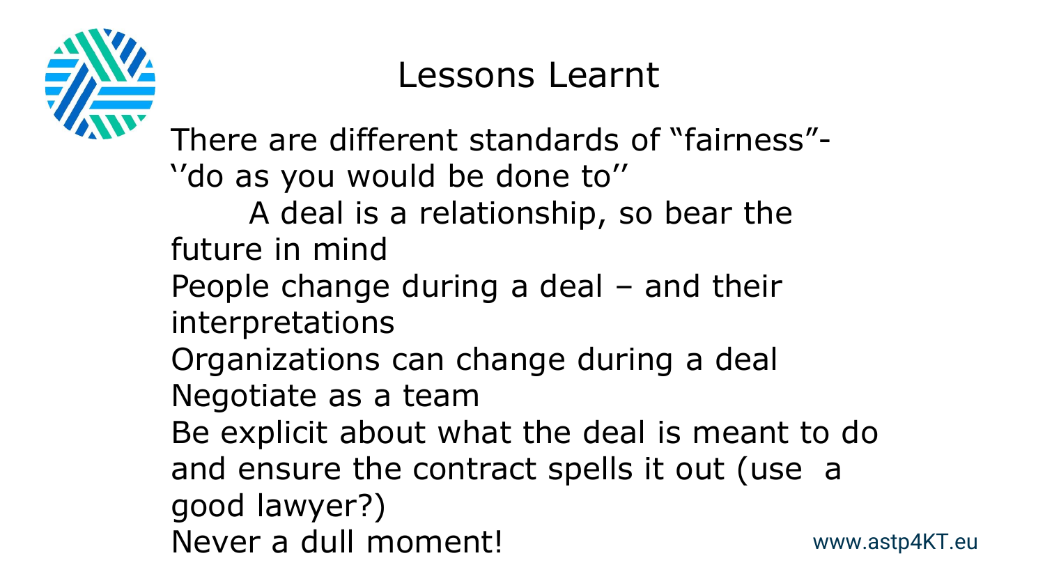# Lessons Learnt

There are different standards of "fairness"- ''do as you would be done to''

A deal is a relationship, so bear the future in mind

People change during a deal – and their interpretations

Organizations can change during a deal

Negotiate as a team

Be explicit about what the deal is meant to do and ensure the contract spells it out (use a good lawyer?)

Never a dull moment!

www.astp4KT.eu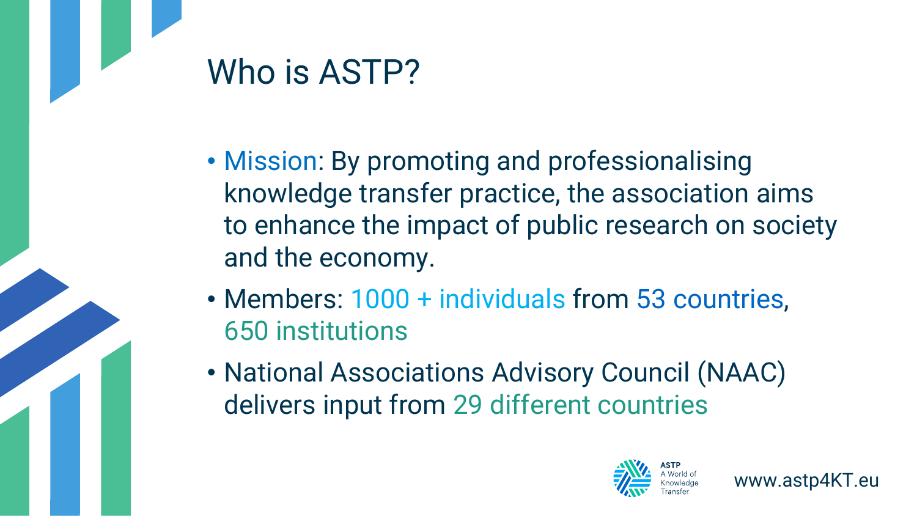# Who is ASTP?

- Mission: By promoting and professionalising knowledge transfer practice, the association aims to enhance the impact of public research on society and the economy.
- Members: 1000 + individuals from 53 countries, 650 institutions
- National Associations Advisory Council (NAAC) delivers input from 29 different countries

ASTP A World of Knowledge Transfer

www.astp4KT.eu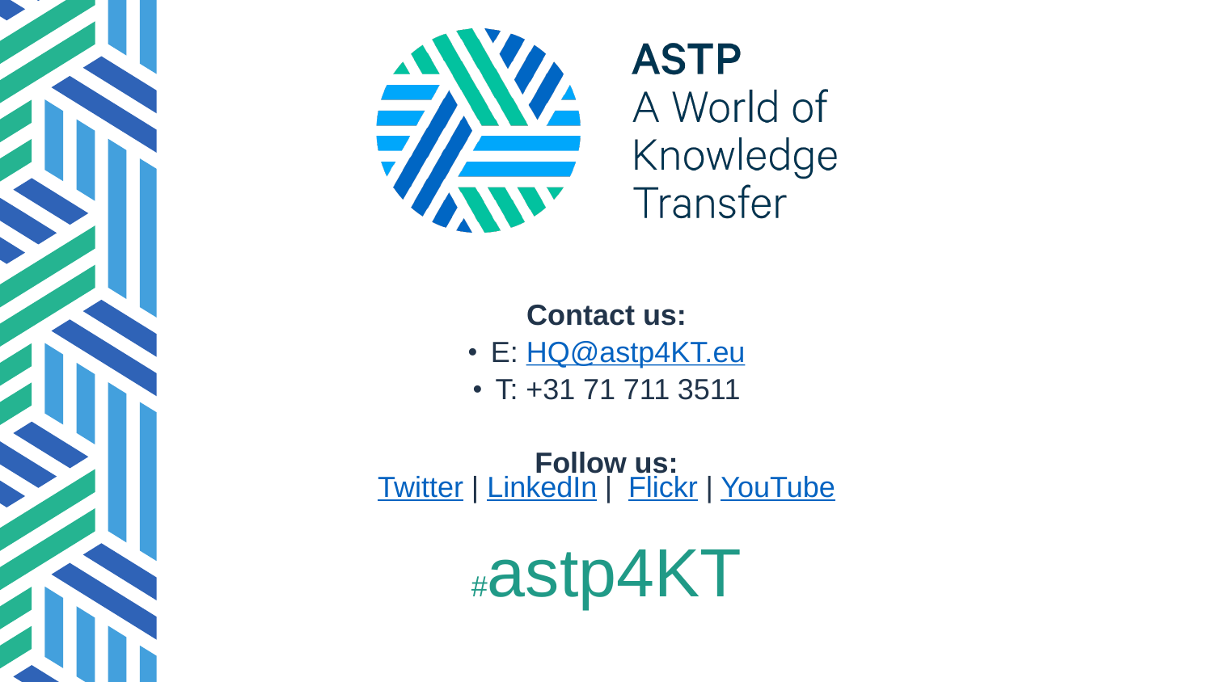**ASTP**
A World of Knowledge Transfer

**Contact us:**

- E: HQ@astp4KT.eu
- T: +31 71 711 3511

**Follow us:**
Twitter | LinkedIn | Flickr | YouTube

#astp4KT